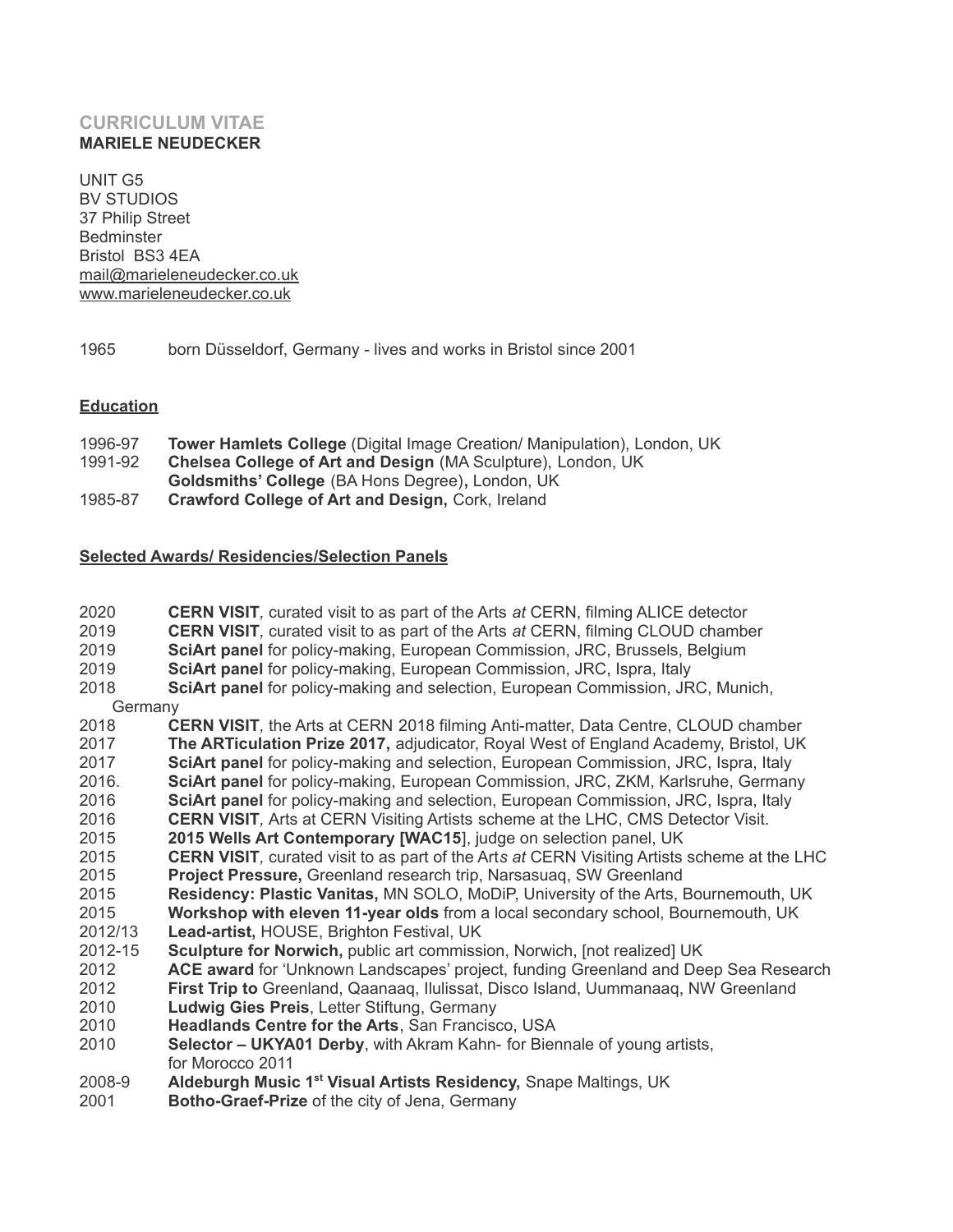**CURRICULUM VITAE**
**MARIELE NEUDECKER**

UNIT G5
BV STUDIOS
37 Philip Street
Bedminster
Bristol BS3 4EA
mail@marieleneudecker.co.uk
www.marieleneudecker.co.uk

1965 born Düsseldorf, Germany - lives and works in Bristol since 2001

## Education

1996-97 **Tower Hamlets College** (Digital Image Creation/ Manipulation), London, UK
1991-92 **Chelsea College of Art and Design** (MA Sculpture), London, UK
**Goldsmiths' College** (BA Hons Degree)**,** London, UK
1985-87 **Crawford College of Art and Design,** Cork, Ireland

## Selected Awards/ Residencies/Selection Panels

2020 **CERN VISIT***,* curated visit to as part of the Arts *at* CERN, filming ALICE detector
2019 **CERN VISIT***,* curated visit to as part of the Arts *at* CERN, filming CLOUD chamber
2019 **SciArt panel** for policy-making, European Commission, JRC, Brussels, Belgium
2019 **SciArt panel** for policy-making, European Commission, JRC, Ispra, Italy
2018 **SciArt panel** for policy-making and selection, European Commission, JRC, Munich, Germany
2018 **CERN VISIT***,* the Arts at CERN 2018 filming Anti-matter, Data Centre, CLOUD chamber
2017 **The ARTiculation Prize 2017,** adjudicator, Royal West of England Academy, Bristol, UK
2017 **SciArt panel** for policy-making and selection, European Commission, JRC, Ispra, Italy
2016. **SciArt panel** for policy-making, European Commission, JRC, ZKM, Karlsruhe, Germany
2016 **SciArt panel** for policy-making and selection, European Commission, JRC, Ispra, Italy
2016 **CERN VISIT***,* Arts at CERN Visiting Artists scheme at the LHC, CMS Detector Visit.
2015 **2015 Wells Art Contemporary [WAC15**], judge on selection panel, UK
2015 **CERN VISIT***,* curated visit to as part of the Art*s at* CERN Visiting Artists scheme at the LHC
2015 **Project Pressure,** Greenland research trip, Narsasuaq, SW Greenland
2015 **Residency: Plastic Vanitas,** MN SOLO, MoDiP, University of the Arts, Bournemouth, UK
2015 **Workshop with eleven 11-year olds** from a local secondary school, Bournemouth, UK
2012/13 **Lead-artist,** HOUSE, Brighton Festival, UK
2012-15 **Sculpture for Norwich,** public art commission, Norwich, [not realized] UK
2012 **ACE award** for 'Unknown Landscapes' project, funding Greenland and Deep Sea Research
2012 **First Trip to** Greenland, Qaanaaq, Ilulissat, Disco Island, Uummanaaq, NW Greenland
2010 **Ludwig Gies Preis**, Letter Stiftung, Germany
2010 **Headlands Centre for the Arts**, San Francisco, USA
2010 **Selector – UKYA01 Derby**, with Akram Kahn- for Biennale of young artists, for Morocco 2011
2008-9 **Aldeburgh Music 1st Visual Artists Residency,** Snape Maltings, UK
2001 **Botho-Graef-Prize** of the city of Jena, Germany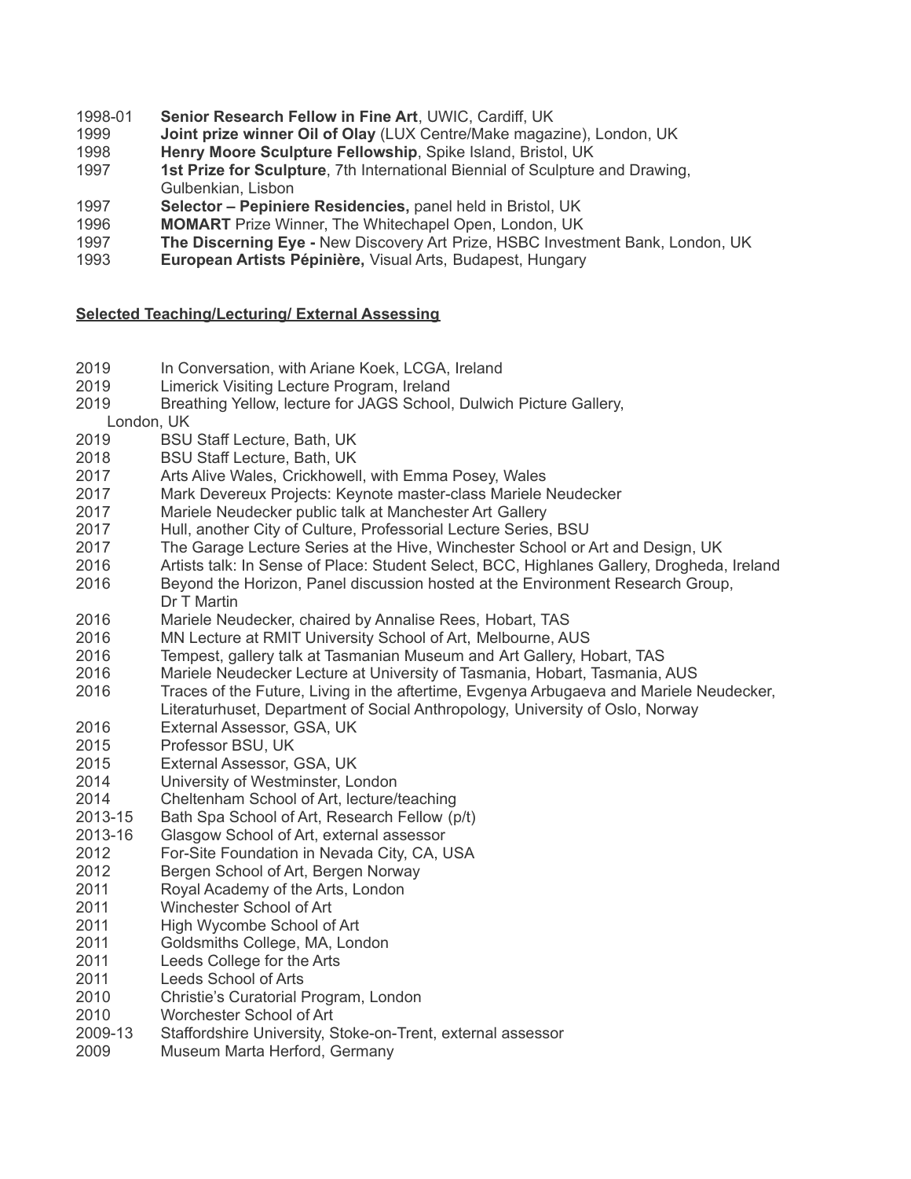1998-01 **Senior Research Fellow in Fine Art**, UWIC, Cardiff, UK
1999 **Joint prize winner Oil of Olay** (LUX Centre/Make magazine), London, UK
1998 **Henry Moore Sculpture Fellowship**, Spike Island, Bristol, UK
1997 **1st Prize for Sculpture**, 7th International Biennial of Sculpture and Drawing, Gulbenkian, Lisbon
1997 **Selector – Pepiniere Residencies,** panel held in Bristol, UK
1996 **MOMART** Prize Winner, The Whitechapel Open, London, UK
1997 **The Discerning Eye -** New Discovery Art Prize, HSBC Investment Bank, London, UK
1993 **European Artists Pépinière,** Visual Arts, Budapest, Hungary

**Selected Teaching/Lecturing/ External Assessing**

2019 In Conversation, with Ariane Koek, LCGA, Ireland
2019 Limerick Visiting Lecture Program, Ireland
2019 Breathing Yellow, lecture for JAGS School, Dulwich Picture Gallery, London, UK
2019 BSU Staff Lecture, Bath, UK
2018 BSU Staff Lecture, Bath, UK
2017 Arts Alive Wales, Crickhowell, with Emma Posey, Wales
2017 Mark Devereux Projects: Keynote master-class Mariele Neudecker
2017 Mariele Neudecker public talk at Manchester Art Gallery
2017 Hull, another City of Culture, Professorial Lecture Series, BSU
2017 The Garage Lecture Series at the Hive, Winchester School or Art and Design, UK
2016 Artists talk: In Sense of Place: Student Select, BCC, Highlanes Gallery, Drogheda, Ireland
2016 Beyond the Horizon, Panel discussion hosted at the Environment Research Group, Dr T Martin
2016 Mariele Neudecker, chaired by Annalise Rees, Hobart, TAS
2016 MN Lecture at RMIT University School of Art, Melbourne, AUS
2016 Tempest, gallery talk at Tasmanian Museum and Art Gallery, Hobart, TAS
2016 Mariele Neudecker Lecture at University of Tasmania, Hobart, Tasmania, AUS
2016 Traces of the Future, Living in the aftertime, Evgenya Arbugaeva and Mariele Neudecker, Literaturhuset, Department of Social Anthropology, University of Oslo, Norway
2016 External Assessor, GSA, UK
2015 Professor BSU, UK
2015 External Assessor, GSA, UK
2014 University of Westminster, London
2014 Cheltenham School of Art, lecture/teaching
2013-15 Bath Spa School of Art, Research Fellow (p/t)
2013-16 Glasgow School of Art, external assessor
2012 For-Site Foundation in Nevada City, CA, USA
2012 Bergen School of Art, Bergen Norway
2011 Royal Academy of the Arts, London
2011 Winchester School of Art
2011 High Wycombe School of Art
2011 Goldsmiths College, MA, London
2011 Leeds College for the Arts
2011 Leeds School of Arts
2010 Christie's Curatorial Program, London
2010 Worchester School of Art
2009-13 Staffordshire University, Stoke-on-Trent, external assessor
2009 Museum Marta Herford, Germany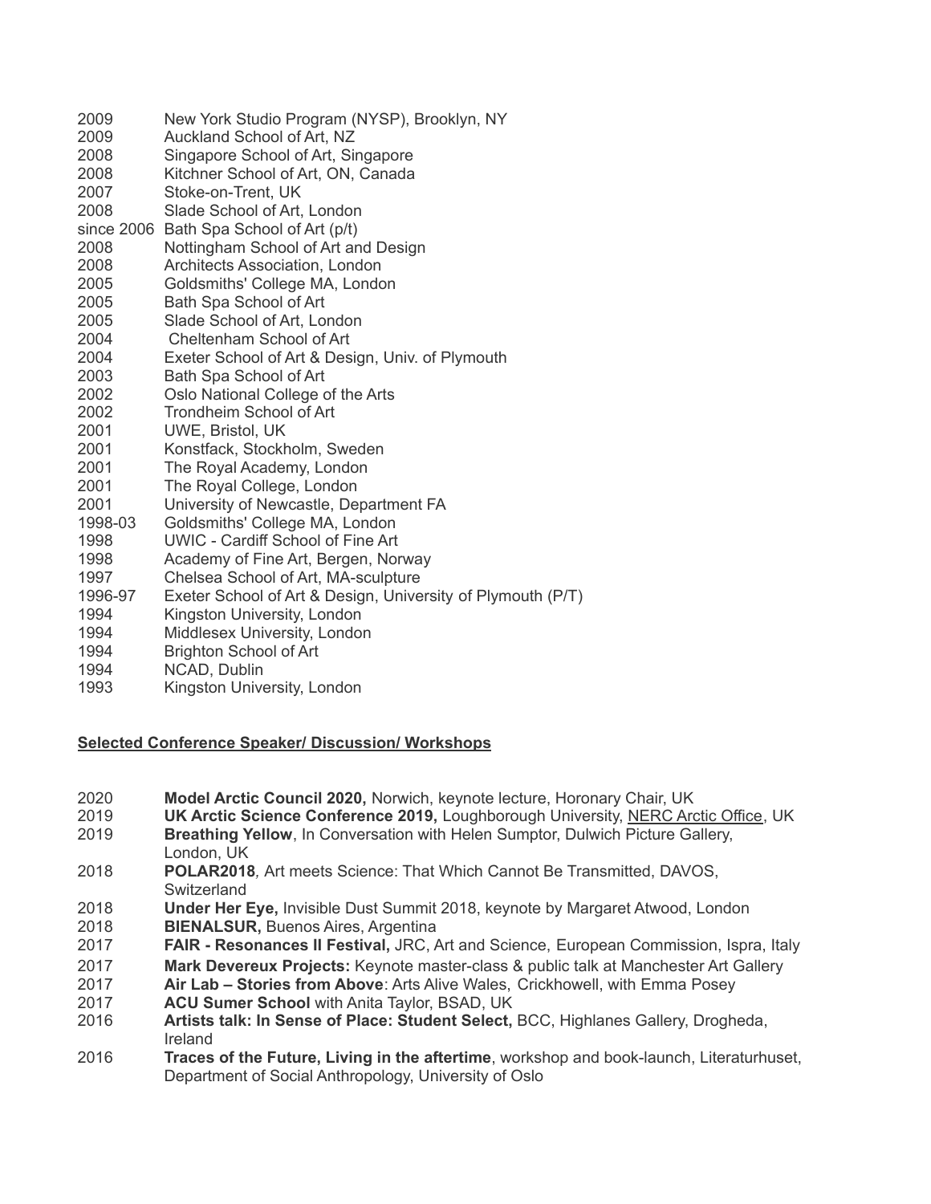2009 New York Studio Program (NYSP), Brooklyn, NY
2009 Auckland School of Art, NZ
2008 Singapore School of Art, Singapore
2008 Kitchner School of Art, ON, Canada
2007 Stoke-on-Trent, UK
2008 Slade School of Art, London
since 2006 Bath Spa School of Art (p/t)
2008 Nottingham School of Art and Design
2008 Architects Association, London
2005 Goldsmiths' College MA, London
2005 Bath Spa School of Art
2005 Slade School of Art, London
2004 Cheltenham School of Art
2004 Exeter School of Art & Design, Univ. of Plymouth
2003 Bath Spa School of Art
2002 Oslo National College of the Arts
2002 Trondheim School of Art
2001 UWE, Bristol, UK
2001 Konstfack, Stockholm, Sweden
2001 The Royal Academy, London
2001 The Royal College, London
2001 University of Newcastle, Department FA
1998-03 Goldsmiths' College MA, London
1998 UWIC - Cardiff School of Fine Art
1998 Academy of Fine Art, Bergen, Norway
1997 Chelsea School of Art, MA-sculpture
1996-97 Exeter School of Art & Design, University of Plymouth (P/T)
1994 Kingston University, London
1994 Middlesex University, London
1994 Brighton School of Art
1994 NCAD, Dublin
1993 Kingston University, London

**Selected Conference Speaker/ Discussion/ Workshops**

2020 **Model Arctic Council 2020,** Norwich, keynote lecture, Horonary Chair, UK
2019 **UK Arctic Science Conference 2019,** Loughborough University, NERC Arctic Office, UK
2019 **Breathing Yellow**, In Conversation with Helen Sumptor, Dulwich Picture Gallery, London, UK
2018 **POLAR2018**, Art meets Science: That Which Cannot Be Transmitted, DAVOS, Switzerland
2018 **Under Her Eye,** Invisible Dust Summit 2018, keynote by Margaret Atwood, London
2018 **BIENALSUR,** Buenos Aires, Argentina
2017 **FAIR - Resonances II Festival,** JRC, Art and Science, European Commission, Ispra, Italy
2017 **Mark Devereux Projects:** Keynote master-class & public talk at Manchester Art Gallery
2017 **Air Lab – Stories from Above**: Arts Alive Wales, Crickhowell, with Emma Posey
2017 **ACU Sumer School** with Anita Taylor, BSAD, UK
2016 **Artists talk: In Sense of Place: Student Select,** BCC, Highlanes Gallery, Drogheda, Ireland
2016 **Traces of the Future, Living in the aftertime**, workshop and book-launch, Literaturhuset, Department of Social Anthropology, University of Oslo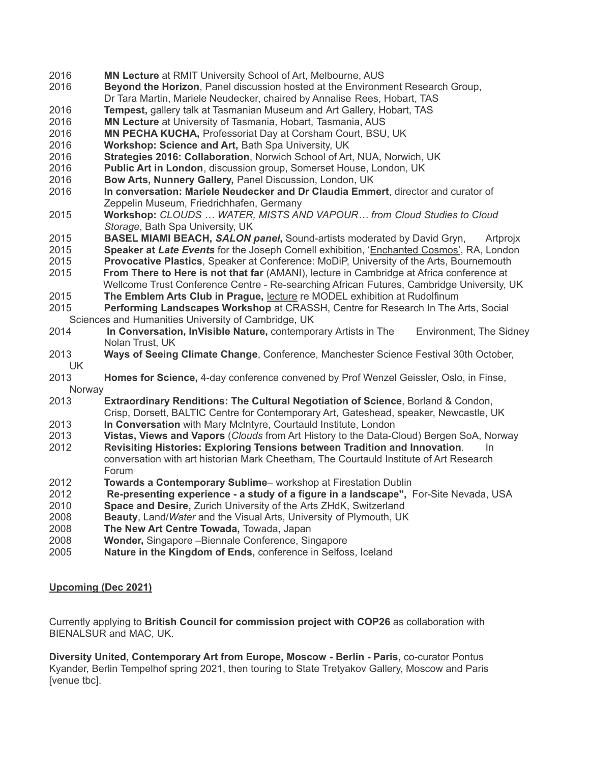2016 **MN Lecture** at RMIT University School of Art, Melbourne, AUS
2016 **Beyond the Horizon**, Panel discussion hosted at the Environment Research Group, Dr Tara Martin, Mariele Neudecker, chaired by Annalise Rees, Hobart, TAS
2016 **Tempest,** gallery talk at Tasmanian Museum and Art Gallery, Hobart, TAS
2016 **MN Lecture** at University of Tasmania, Hobart, Tasmania, AUS
2016 **MN PECHA KUCHA,** Professoriat Day at Corsham Court, BSU, UK
2016 **Workshop: Science and Art,** Bath Spa University, UK
2016 **Strategies 2016: Collaboration**, Norwich School of Art, NUA, Norwich, UK
2016 **Public Art in London**, discussion group, Somerset House, London, UK
2016 **Bow Arts, Nunnery Gallery,** Panel Discussion, London, UK
2016 **In conversation: Mariele Neudecker and Dr Claudia Emmert**, director and curator of Zeppelin Museum, Friedrichhafen, Germany
2015 **Workshop:** *CLOUDS … WATER, MISTS AND VAPOUR… from Cloud Studies to Cloud Storage*, Bath Spa University, UK
2015 **BASEL MIAMI BEACH, *SALON panel*,** Sound-artists moderated by David Gryn, Artprojx
2015 **Speaker at *Late Events*** for the Joseph Cornell exhibition, 'Enchanted Cosmos', RA, London
2015 **Provocative Plastics**, Speaker at Conference: MoDiP, University of the Arts, Bournemouth
2015 **From There to Here is not that far** (AMANI), lecture in Cambridge at Africa conference at Wellcome Trust Conference Centre - Re-searching African Futures, Cambridge University, UK
2015 **The Emblem Arts Club in Prague,** lecture re MODEL exhibition at Rudolfinum
2015 **Performing Landscapes Workshop** at CRASSH, Centre for Research In The Arts, Social Sciences and Humanities University of Cambridge, UK
2014 **In Conversation, InVisible Nature,** contemporary Artists in The Environment, The Sidney Nolan Trust, UK
2013 **Ways of Seeing Climate Change**, Conference, Manchester Science Festival 30th October, UK
2013 **Homes for Science,** 4-day conference convened by Prof Wenzel Geissler, Oslo, in Finse, Norway
2013 **Extraordinary Renditions: The Cultural Negotiation of Science**, Borland & Condon, Crisp, Dorsett, BALTIC Centre for Contemporary Art, Gateshead, speaker, Newcastle, UK
2013 **In Conversation** with Mary McIntyre, Courtauld Institute, London
2013 **Vistas, Views and Vapors** (*Clouds* from Art History to the Data-Cloud) Bergen SoA, Norway
2012 **Revisiting Histories: Exploring Tensions between Tradition and Innovation**. In conversation with art historian Mark Cheetham, The Courtauld Institute of Art Research Forum
2012 **Towards a Contemporary Sublime**– workshop at Firestation Dublin
2012 **Re-presenting experience - a study of a figure in a landscape",** For-Site Nevada, USA
2010 **Space and Desire,** Zurich University of the Arts ZHdK, Switzerland
2008 **Beauty**, Land/*Water* and the Visual Arts, University of Plymouth, UK
2008 **The New Art Centre Towada,** Towada, Japan
2008 **Wonder,** Singapore –Biennale Conference, Singapore
2005 **Nature in the Kingdom of Ends,** conference in Selfoss, Iceland

**Upcoming (Dec 2021)**

Currently applying to **British Council for commission project with COP26** as collaboration with BIENALSUR and MAC, UK.

**Diversity United, Contemporary Art from Europe, Moscow - Berlin - Paris**, co-curator Pontus Kyander, Berlin Tempelhof spring 2021, then touring to State Tretyakov Gallery, Moscow and Paris [venue tbc].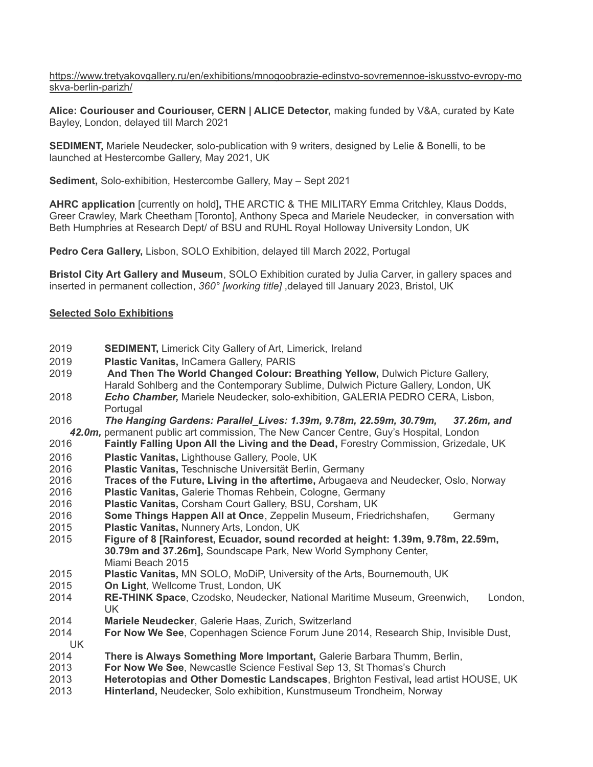https://www.tretyakovgallery.ru/en/exhibitions/mnogoobrazie-edinstvo-sovremennoe-iskusstvo-evropy-moskva-berlin-parizh/

**Alice: Couriouser and Couriouser, CERN | ALICE Detector,** making funded by V&A, curated by Kate Bayley, London, delayed till March 2021

**SEDIMENT,** Mariele Neudecker, solo-publication with 9 writers, designed by Lelie & Bonelli, to be launched at Hestercombe Gallery, May 2021, UK

**Sediment,** Solo-exhibition, Hestercombe Gallery, May – Sept 2021

**AHRC application** [currently on hold]**,** THE ARCTIC & THE MILITARY Emma Critchley, Klaus Dodds, Greer Crawley, Mark Cheetham [Toronto], Anthony Speca and Mariele Neudecker, in conversation with Beth Humphries at Research Dept/ of BSU and RUHL Royal Holloway University London, UK

**Pedro Cera Gallery,** Lisbon, SOLO Exhibition, delayed till March 2022, Portugal

**Bristol City Art Gallery and Museum**, SOLO Exhibition curated by Julia Carver, in gallery spaces and inserted in permanent collection, *360° [working title]* ,delayed till January 2023, Bristol, UK

## Selected Solo Exhibitions

2019 **SEDIMENT,** Limerick City Gallery of Art, Limerick, Ireland
2019 **Plastic Vanitas,** InCamera Gallery, PARIS
2019 **And Then The World Changed Colour: Breathing Yellow,** Dulwich Picture Gallery, Harald Sohlberg and the Contemporary Sublime, Dulwich Picture Gallery, London, UK
2018 ***Echo Chamber,*** Mariele Neudecker, solo-exhibition, GALERIA PEDRO CERA, Lisbon, Portugal
2016 ***The Hanging Gardens: Parallel_Lives: 1.39m, 9.78m, 22.59m, 30.79m, 37.26m, and 42.0m,*** permanent public art commission, The New Cancer Centre, Guy's Hospital, London
2016 **Faintly Falling Upon All the Living and the Dead,** Forestry Commission, Grizedale, UK
2016 **Plastic Vanitas,** Lighthouse Gallery, Poole, UK
2016 **Plastic Vanitas,** Teschnische Universität Berlin, Germany
2016 **Traces of the Future, Living in the aftertime,** Arbugaeva and Neudecker, Oslo, Norway
2016 **Plastic Vanitas,** Galerie Thomas Rehbein, Cologne, Germany
2016 **Plastic Vanitas,** Corsham Court Gallery, BSU, Corsham, UK
2016 **Some Things Happen All at Once**, Zeppelin Museum, Friedrichshafen, Germany
2015 **Plastic Vanitas,** Nunnery Arts, London, UK
2015 **Figure of 8 [Rainforest, Ecuador, sound recorded at height: 1.39m, 9.78m, 22.59m, 30.79m and 37.26m],** Soundscape Park, New World Symphony Center, Miami Beach 2015
2015 **Plastic Vanitas,** MN SOLO, MoDiP, University of the Arts, Bournemouth, UK
2015 **On Light***,* Wellcome Trust, London, UK
2014 **RE-THINK Space**, Czodsko, Neudecker, National Maritime Museum, Greenwich, London, UK
2014 **Mariele Neudecker**, Galerie Haas, Zurich, Switzerland
2014 **For Now We See**, Copenhagen Science Forum June 2014, Research Ship, Invisible Dust, UK
2014 **There is Always Something More Important,** Galerie Barbara Thumm, Berlin,
2013 **For Now We See**, Newcastle Science Festival Sep 13, St Thomas's Church
2013 **Heterotopias and Other Domestic Landscapes**, Brighton Festival**,** lead artist HOUSE, UK
2013 **Hinterland,** Neudecker, Solo exhibition, Kunstmuseum Trondheim, Norway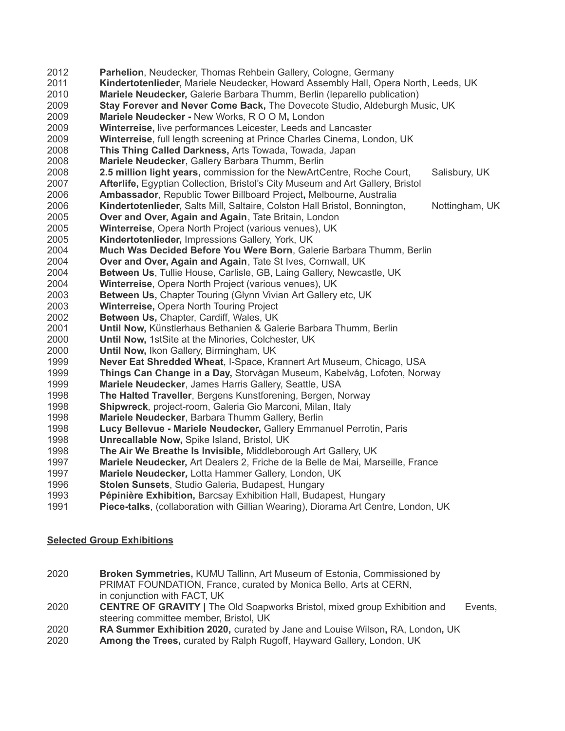2012 **Parhelion**, Neudecker, Thomas Rehbein Gallery, Cologne, Germany
2011 **Kindertotenlieder,** Mariele Neudecker, Howard Assembly Hall, Opera North, Leeds, UK
2010 **Mariele Neudecker,** Galerie Barbara Thumm, Berlin (leparello publication)
2009 **Stay Forever and Never Come Back,** The Dovecote Studio, Aldeburgh Music, UK
2009 **Mariele Neudecker -** New Works*,* R O O M**,** London
2009 **Winterreise,** live performances Leicester, Leeds and Lancaster
2009 **Winterreise**, full length screening at Prince Charles Cinema, London, UK
2008 **This Thing Called Darkness,** Arts Towada, Towada, Japan
2008 **Mariele Neudecker**, Gallery Barbara Thumm, Berlin
2008 **2.5 million light years,** commission for the NewArtCentre, Roche Court, Salisbury, UK
2007 **Afterlife,** Egyptian Collection, Bristol's City Museum and Art Gallery, Bristol
2006 **Ambassador**, Republic Tower Billboard Project**,** Melbourne, Australia
2006 **Kindertotenlieder,** Salts Mill, Saltaire, Colston Hall Bristol, Bonnington, Nottingham, UK
2005 **Over and Over, Again and Again**, Tate Britain, London
2005 **Winterreise**, Opera North Project (various venues), UK
2005 **Kindertotenlieder,** Impressions Gallery, York, UK
2004 **Much Was Decided Before You Were Born**, Galerie Barbara Thumm, Berlin
2004 **Over and Over, Again and Again**, Tate St Ives, Cornwall, UK
2004 **Between Us**, Tullie House, Carlisle, GB, Laing Gallery, Newcastle, UK
2004 **Winterreise**, Opera North Project (various venues), UK
2003 **Between Us,** Chapter Touring (Glynn Vivian Art Gallery etc, UK
2003 **Winterreise,** Opera North Touring Project
2002 **Between Us,** Chapter, Cardiff, Wales, UK
2001 **Until Now,** Künstlerhaus Bethanien & Galerie Barbara Thumm, Berlin
2000 **Until Now,** 1stSite at the Minories, Colchester, UK
2000 **Until Now,** Ikon Gallery, Birmingham, UK
1999 **Never Eat Shredded Wheat**, I-Space, Krannert Art Museum, Chicago, USA
1999 **Things Can Change in a Day,** Storvågan Museum, Kabelvåg, Lofoten, Norway
1999 **Mariele Neudecker**, James Harris Gallery, Seattle, USA
1998 **The Halted Traveller**, Bergens Kunstforening, Bergen, Norway
1998 **Shipwreck***,* project-room, Galeria Gio Marconi, Milan, Italy
1998 **Mariele Neudecker**, Barbara Thumm Gallery, Berlin
1998 **Lucy Bellevue - Mariele Neudecker,** Gallery Emmanuel Perrotin, Paris
1998 **Unrecallable Now,** Spike Island, Bristol, UK
1998 **The Air We Breathe Is Invisible,** Middleborough Art Gallery, UK
1997 **Mariele Neudecker,** Art Dealers 2, Friche de la Belle de Mai, Marseille, France
1997 **Mariele Neudecker***,* Lotta Hammer Gallery, London, UK
1996 **Stolen Sunsets**, Studio Galeria, Budapest, Hungary
1993 **Pépinière Exhibition,** Barcsay Exhibition Hall, Budapest, Hungary
1991 **Piece-talks**, (collaboration with Gillian Wearing), Diorama Art Centre, London, UK

## Selected Group Exhibitions

2020 **Broken Symmetries,** KUMU Tallinn, Art Museum of Estonia, Commissioned by PRIMAT FOUNDATION, France, curated by Monica Bello, Arts at CERN, in conjunction with FACT, UK
2020 **CENTRE OF GRAVITY |** The Old Soapworks Bristol, mixed group Exhibition and Events, steering committee member, Bristol, UK
2020 **RA Summer Exhibition 2020,** curated by Jane and Louise Wilson**,** RA, London**,** UK
2020 **Among the Trees,** curated by Ralph Rugoff, Hayward Gallery, London, UK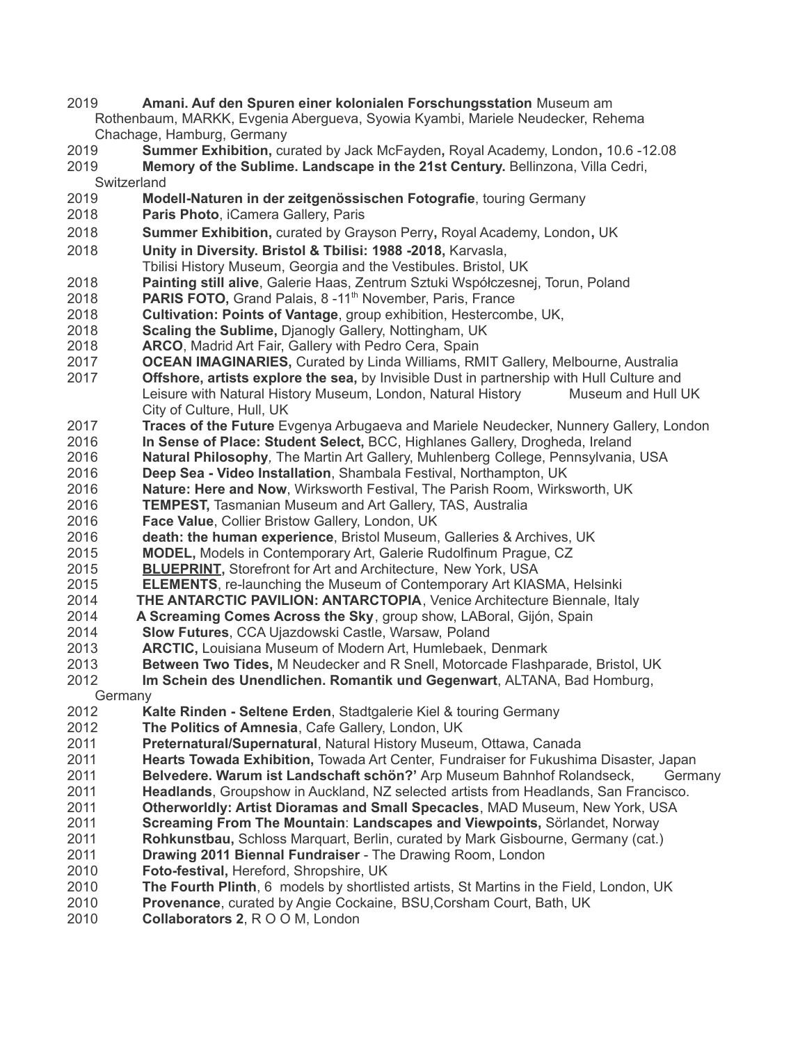2019 **Amani. Auf den Spuren einer kolonialen Forschungsstation** Museum am Rothenbaum, MARKK, Evgenia Abergueva, Syowia Kyambi, Mariele Neudecker, Rehema Chachage, Hamburg, Germany

2019 **Summer Exhibition,** curated by Jack McFayden**,** Royal Academy, London**,** 10.6 -12.08

2019 **Memory of the Sublime. Landscape in the 21st Century.** Bellinzona, Villa Cedri, Switzerland

2019 **Modell-Naturen in der zeitgenössischen Fotografie**, touring Germany

2018 **Paris Photo**, iCamera Gallery, Paris

2018 **Summer Exhibition,** curated by Grayson Perry**,** Royal Academy, London**,** UK

2018 **Unity in Diversity. Bristol & Tbilisi: 1988 -2018,** Karvasla, Tbilisi History Museum, Georgia and the Vestibules. Bristol, UK

2018 **Painting still alive**, Galerie Haas, Zentrum Sztuki Współczesnej, Torun, Poland

2018 **PARIS FOTO,** Grand Palais, 8 -11th November, Paris, France

2018 **Cultivation: Points of Vantage**, group exhibition, Hestercombe, UK,

2018 **Scaling the Sublime,** Djanogly Gallery, Nottingham, UK

2018 **ARCO**, Madrid Art Fair, Gallery with Pedro Cera, Spain

2017 **OCEAN IMAGINARIES,** Curated by Linda Williams, RMIT Gallery, Melbourne, Australia

2017 **Offshore, artists explore the sea,** by Invisible Dust in partnership with Hull Culture and Leisure with Natural History Museum, London, Natural History Museum and Hull UK City of Culture, Hull, UK

2017 **Traces of the Future** Evgenya Arbugaeva and Mariele Neudecker, Nunnery Gallery, London

2016 **In Sense of Place: Student Select,** BCC, Highlanes Gallery, Drogheda, Ireland

2016 **Natural Philosophy***,* The Martin Art Gallery, Muhlenberg College, Pennsylvania, USA

2016 **Deep Sea - Video Installation**, Shambala Festival, Northampton, UK

2016 **Nature: Here and Now**, Wirksworth Festival, The Parish Room, Wirksworth, UK

2016 **TEMPEST,** Tasmanian Museum and Art Gallery, TAS, Australia

2016 **Face Value**, Collier Bristow Gallery, London, UK

2016 **death: the human experience**, Bristol Museum, Galleries & Archives, UK

2015 **MODEL,** Models in Contemporary Art, Galerie Rudolfinum Prague, CZ

2015 **BLUEPRINT,** Storefront for Art and Architecture, New York, USA

2015 **ELEMENTS**, re-launching the Museum of Contemporary Art KIASMA, Helsinki

2014 **THE ANTARCTIC PAVILION: ANTARCTOPIA**, Venice Architecture Biennale, Italy

2014 **A Screaming Comes Across the Sky**, group show, LABoral, Gijón, Spain

2014 **Slow Futures**, CCA Ujazdowski Castle, Warsaw, Poland

2013 **ARCTIC,** Louisiana Museum of Modern Art, Humlebaek, Denmark

2013 **Between Two Tides,** M Neudecker and R Snell, Motorcade Flashparade, Bristol, UK

2012 **Im Schein des Unendlichen. Romantik und Gegenwart**, ALTANA, Bad Homburg, Germany

2012 **Kalte Rinden - Seltene Erden**, Stadtgalerie Kiel & touring Germany

2012 **The Politics of Amnesia**, Cafe Gallery, London, UK

2011 **Preternatural/Supernatural**, Natural History Museum, Ottawa, Canada

2011 **Hearts Towada Exhibition,** Towada Art Center, Fundraiser for Fukushima Disaster, Japan

2011 **Belvedere. Warum ist Landschaft schön?'** Arp Museum Bahnhof Rolandseck, Germany

2011 **Headlands**, Groupshow in Auckland, NZ selected artists from Headlands, San Francisco.

2011 **Otherworldly: Artist Dioramas and Small Specacles**, MAD Museum, New York, USA

2011 **Screaming From The Mountain**: **Landscapes and Viewpoints,** Sörlandet, Norway

2011 **Rohkunstbau,** Schloss Marquart, Berlin, curated by Mark Gisbourne, Germany (cat.)

2011 **Drawing 2011 Biennal Fundraiser** - The Drawing Room, London

2010 **Foto-festival,** Hereford, Shropshire, UK

2010 **The Fourth Plinth**, 6 models by shortlisted artists, St Martins in the Field, London, UK

2010 **Provenance**, curated by Angie Cockaine, BSU,Corsham Court, Bath, UK

2010 **Collaborators 2**, R O O M, London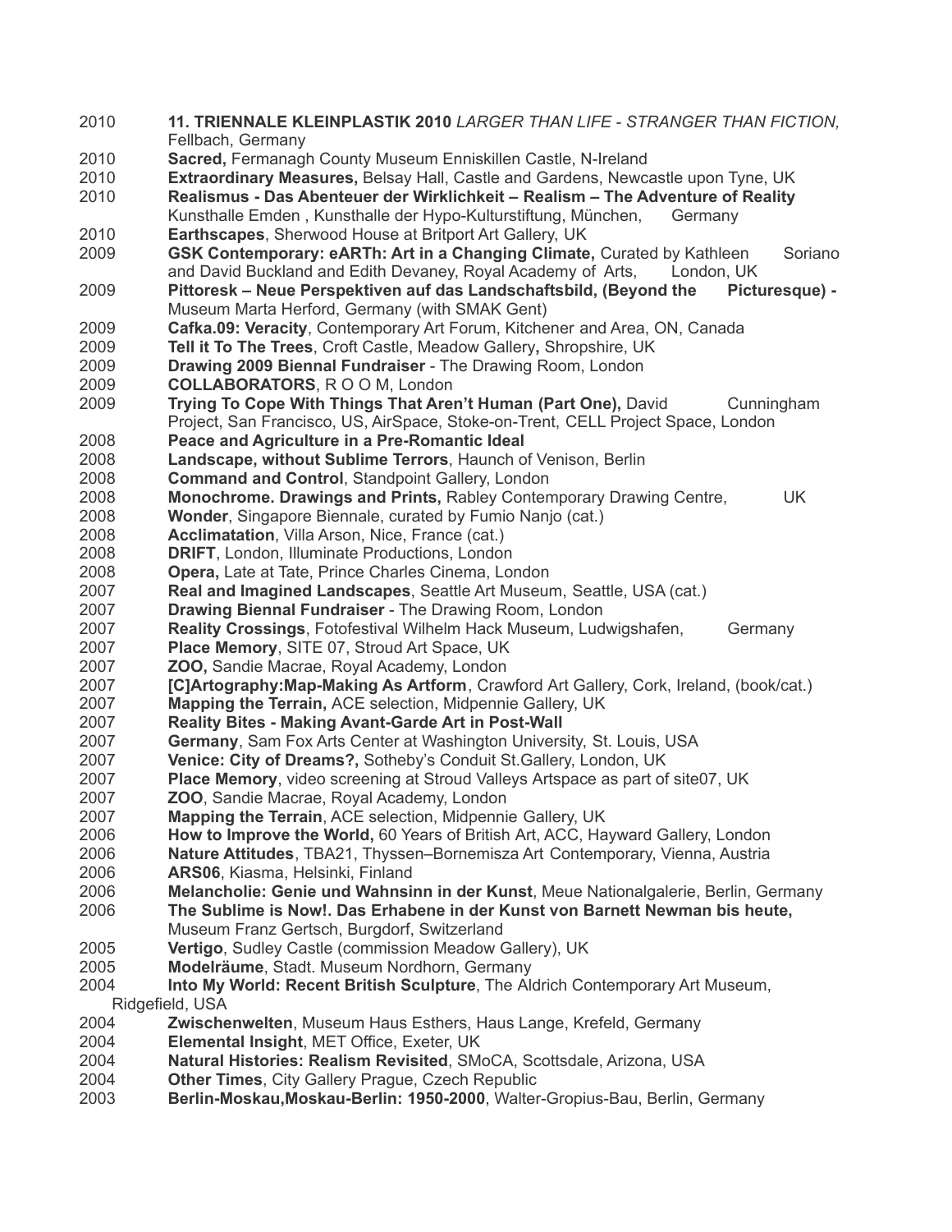2010 **11. TRIENNALE KLEINPLASTIK 2010** *LARGER THAN LIFE - STRANGER THAN FICTION,* Fellbach, Germany

2010 **Sacred,** Fermanagh County Museum Enniskillen Castle, N-Ireland

2010 **Extraordinary Measures,** Belsay Hall, Castle and Gardens, Newcastle upon Tyne, UK

2010 **Realismus - Das Abenteuer der Wirklichkeit – Realism – The Adventure of Reality** Kunsthalle Emden , Kunsthalle der Hypo-Kulturstiftung, München, Germany

2010 **Earthscapes**, Sherwood House at Britport Art Gallery, UK

2009 **GSK Contemporary: eARTh: Art in a Changing Climate,** Curated by Kathleen Soriano and David Buckland and Edith Devaney, Royal Academy of Arts, London, UK

2009 **Pittoresk – Neue Perspektiven auf das Landschaftsbild, (Beyond the Picturesque) -** Museum Marta Herford, Germany (with SMAK Gent)

2009 **Cafka.09: Veracity**, Contemporary Art Forum, Kitchener and Area, ON, Canada

2009 **Tell it To The Trees**, Croft Castle, Meadow Gallery**,** Shropshire, UK

2009 **Drawing 2009 Biennal Fundraiser** - The Drawing Room, London

2009 **COLLABORATORS**, R O O M, London

2009 **Trying To Cope With Things That Aren't Human (Part One),** David Cunningham Project, San Francisco, US, AirSpace, Stoke-on-Trent, CELL Project Space, London

2008 **Peace and Agriculture in a Pre-Romantic Ideal**

2008 **Landscape, without Sublime Terrors**, Haunch of Venison, Berlin

2008 **Command and Control**, Standpoint Gallery, London

2008 **Monochrome. Drawings and Prints,** Rabley Contemporary Drawing Centre, UK

2008 **Wonder**, Singapore Biennale, curated by Fumio Nanjo (cat.)

2008 **Acclimatation**, Villa Arson, Nice, France (cat.)

2008 **DRIFT**, London, Illuminate Productions, London

2008 **Opera,** Late at Tate, Prince Charles Cinema, London

2007 **Real and Imagined Landscapes**, Seattle Art Museum, Seattle, USA (cat.)

2007 **Drawing Biennal Fundraiser** - The Drawing Room, London

2007 **Reality Crossings**, Fotofestival Wilhelm Hack Museum, Ludwigshafen, Germany

2007 **Place Memory**, SITE 07, Stroud Art Space, UK

2007 **ZOO,** Sandie Macrae, Royal Academy, London

2007 **[C]Artography:Map-Making As Artform**, Crawford Art Gallery, Cork, Ireland, (book/cat.)

2007 **Mapping the Terrain,** ACE selection, Midpennie Gallery, UK

2007 **Reality Bites - Making Avant-Garde Art in Post-Wall**

2007 **Germany**, Sam Fox Arts Center at Washington University, St. Louis, USA

2007 **Venice: City of Dreams?,** Sotheby's Conduit St.Gallery, London, UK

2007 **Place Memory**, video screening at Stroud Valleys Artspace as part of site07, UK

2007 **ZOO**, Sandie Macrae, Royal Academy, London

2007 **Mapping the Terrain**, ACE selection, Midpennie Gallery, UK

2006 **How to Improve the World,** 60 Years of British Art, ACC, Hayward Gallery, London

2006 **Nature Attitudes**, TBA21, Thyssen–Bornemisza Art Contemporary, Vienna, Austria

2006 **ARS06**, Kiasma, Helsinki, Finland

2006 **Melancholie: Genie und Wahnsinn in der Kunst**, Meue Nationalgalerie, Berlin, Germany

2006 **The Sublime is Now!. Das Erhabene in der Kunst von Barnett Newman bis heute,** Museum Franz Gertsch, Burgdorf, Switzerland

2005 **Vertigo**, Sudley Castle (commission Meadow Gallery), UK

2005 **Modelräume**, Stadt. Museum Nordhorn, Germany

2004 **Into My World: Recent British Sculpture**, The Aldrich Contemporary Art Museum, Ridgefield, USA

2004 **Zwischenwelten**, Museum Haus Esthers, Haus Lange, Krefeld, Germany

2004 **Elemental Insight**, MET Office, Exeter, UK

2004 **Natural Histories: Realism Revisited**, SMoCA, Scottsdale, Arizona, USA

2004 **Other Times**, City Gallery Prague, Czech Republic

2003 **Berlin-Moskau,Moskau-Berlin: 1950-2000**, Walter-Gropius-Bau, Berlin, Germany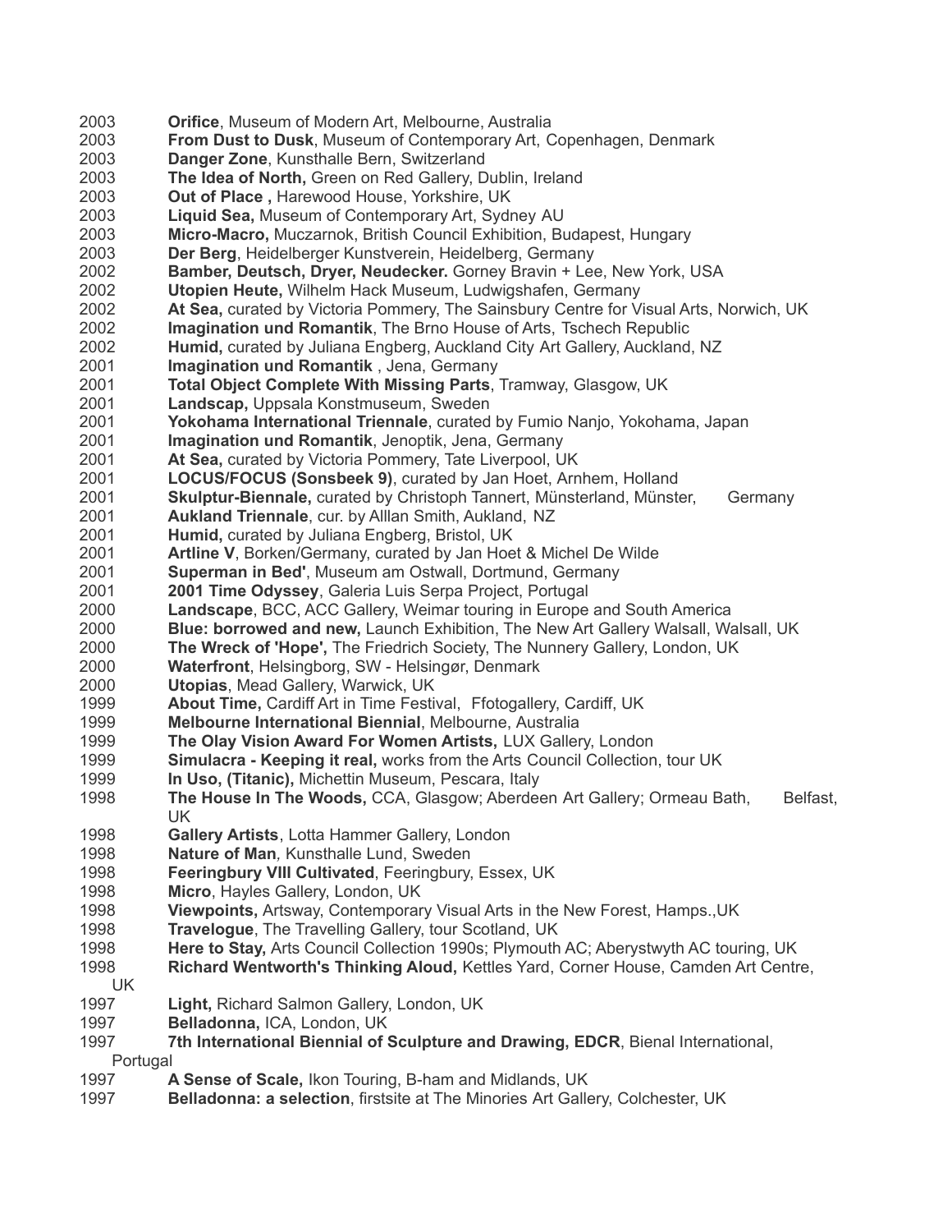2003 **Orifice**, Museum of Modern Art, Melbourne, Australia
2003 **From Dust to Dusk**, Museum of Contemporary Art, Copenhagen, Denmark
2003 **Danger Zone**, Kunsthalle Bern, Switzerland
2003 **The Idea of North,** Green on Red Gallery, Dublin, Ireland
2003 **Out of Place ,** Harewood House, Yorkshire, UK
2003 **Liquid Sea,** Museum of Contemporary Art, Sydney AU
2003 **Micro-Macro,** Muczarnok, British Council Exhibition, Budapest, Hungary
2003 **Der Berg**, Heidelberger Kunstverein, Heidelberg, Germany
2002 **Bamber, Deutsch, Dryer, Neudecker.** Gorney Bravin + Lee, New York, USA
2002 **Utopien Heute,** Wilhelm Hack Museum, Ludwigshafen, Germany
2002 **At Sea,** curated by Victoria Pommery, The Sainsbury Centre for Visual Arts, Norwich, UK
2002 **Imagination und Romantik**, The Brno House of Arts, Tschech Republic
2002 **Humid,** curated by Juliana Engberg, Auckland City Art Gallery, Auckland, NZ
2001 **Imagination und Romantik** , Jena, Germany
2001 **Total Object Complete With Missing Parts**, Tramway, Glasgow, UK
2001 **Landscape,** Uppsala Konstmuseum, Sweden
2001 **Yokohama International Triennale**, curated by Fumio Nanjo, Yokohama, Japan
2001 **Imagination und Romantik**, Jenoptik, Jena, Germany
2001 **At Sea,** curated by Victoria Pommery, Tate Liverpool, UK
2001 **LOCUS/FOCUS (Sonsbeek 9)**, curated by Jan Hoet, Arnhem, Holland
2001 **Skulptur-Biennale,** curated by Christoph Tannert, Münsterland, Münster, Germany
2001 **Aukland Triennale**, cur. by Alllan Smith, Aukland, NZ
2001 **Humid,** curated by Juliana Engberg, Bristol, UK
2001 **Artline V**, Borken/Germany, curated by Jan Hoet & Michel De Wilde
2001 **Superman in Bed'**, Museum am Ostwall, Dortmund, Germany
2001 **2001 Time Odyssey**, Galeria Luis Serpa Project, Portugal
2000 **Landscape**, BCC, ACC Gallery, Weimar touring in Europe and South America
2000 **Blue: borrowed and new,** Launch Exhibition, The New Art Gallery Walsall, Walsall, UK
2000 **The Wreck of 'Hope',** The Friedrich Society, The Nunnery Gallery, London, UK
2000 **Waterfront**, Helsingborg, SW - Helsingør, Denmark
2000 **Utopias**, Mead Gallery, Warwick, UK
1999 **About Time,** Cardiff Art in Time Festival, Ffotogallery, Cardiff, UK
1999 **Melbourne International Biennial**, Melbourne, Australia
1999 **The Olay Vision Award For Women Artists,** LUX Gallery, London
1999 **Simulacra - Keeping it real,** works from the Arts Council Collection, tour UK
1999 **In Uso, (Titanic),** Michettin Museum, Pescara, Italy
1998 **The House In The Woods,** CCA, Glasgow; Aberdeen Art Gallery; Ormeau Bath, Belfast, UK
1998 **Gallery Artists**, Lotta Hammer Gallery, London
1998 **Nature of Man***,* Kunsthalle Lund, Sweden
1998 **Feeringbury VIII Cultivated**, Feeringbury, Essex, UK
1998 **Micro**, Hayles Gallery, London, UK
1998 **Viewpoints,** Artsway, Contemporary Visual Arts in the New Forest, Hamps.,UK
1998 **Travelogue**, The Travelling Gallery, tour Scotland, UK
1998 **Here to Stay,** Arts Council Collection 1990s; Plymouth AC; Aberystwyth AC touring, UK
1998 **Richard Wentworth's Thinking Aloud,** Kettles Yard, Corner House, Camden Art Centre, UK
1997 **Light,** Richard Salmon Gallery, London, UK
1997 **Belladonna,** ICA, London, UK
1997 **7th International Biennial of Sculpture and Drawing, EDCR**, Bienal International, Portugal
1997 **A Sense of Scale,** Ikon Touring, B-ham and Midlands, UK
1997 **Belladonna: a selection**, firstsite at The Minories Art Gallery, Colchester, UK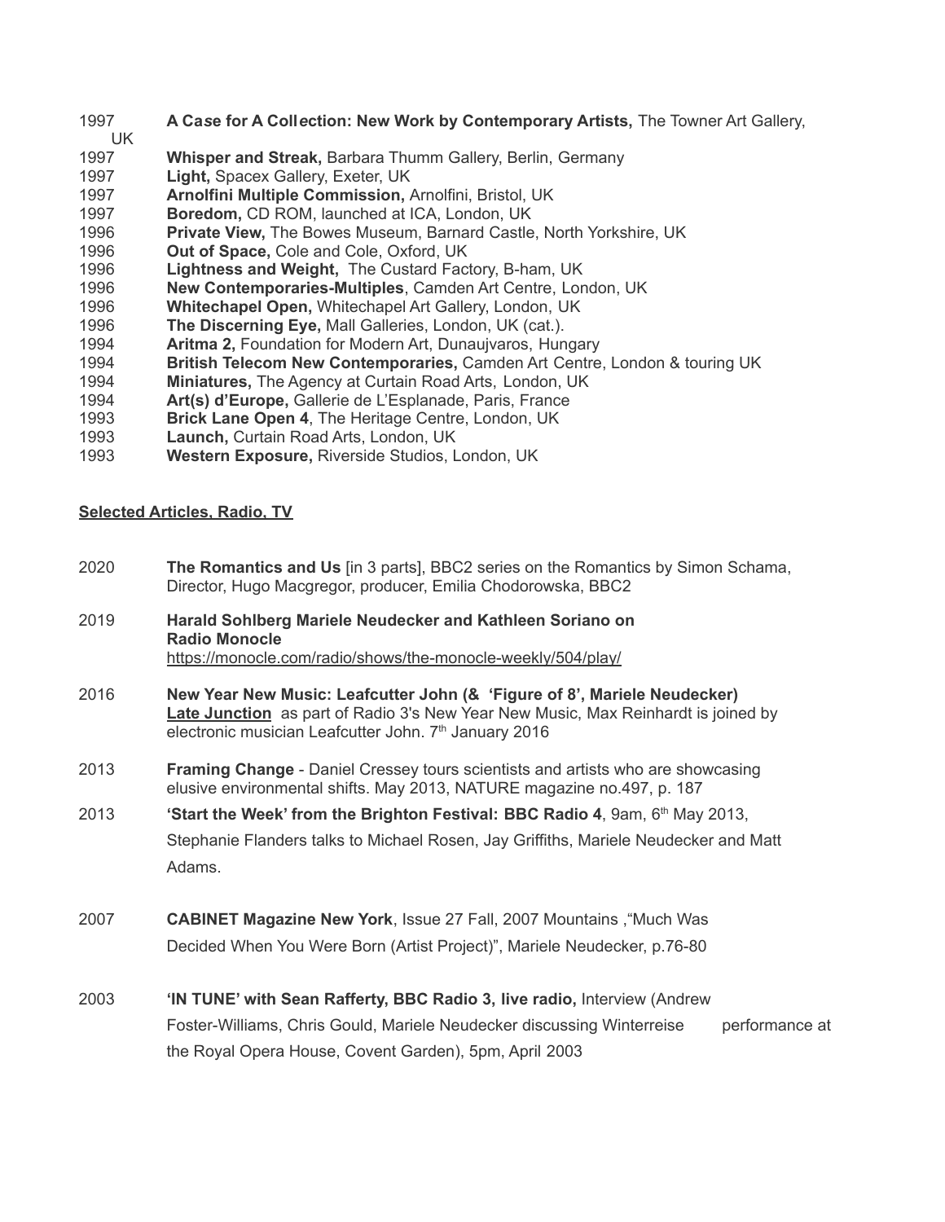1997 **A Case for A Collection: New Work by Contemporary Artists,** The Towner Art Gallery, UK
1997 **Whisper and Streak,** Barbara Thumm Gallery, Berlin, Germany
1997 **Light,** Spacex Gallery, Exeter, UK
1997 **Arnolfini Multiple Commission,** Arnolfini, Bristol, UK
1997 **Boredom,** CD ROM, launched at ICA, London, UK
1996 **Private View,** The Bowes Museum, Barnard Castle, North Yorkshire, UK
1996 **Out of Space,** Cole and Cole, Oxford, UK
1996 **Lightness and Weight,** The Custard Factory, B-ham, UK
1996 **New Contemporaries-Multiples**, Camden Art Centre, London, UK
1996 **Whitechapel Open,** Whitechapel Art Gallery, London, UK
1996 **The Discerning Eye,** Mall Galleries, London, UK (cat.).
1994 **Aritma 2,** Foundation for Modern Art, Dunaujvaros, Hungary
1994 **British Telecom New Contemporaries,** Camden Art Centre, London & touring UK
1994 **Miniatures,** The Agency at Curtain Road Arts, London, UK
1994 **Art(s) d'Europe,** Gallerie de L'Esplanade, Paris, France
1993 **Brick Lane Open 4**, The Heritage Centre, London, UK
1993 **Launch,** Curtain Road Arts, London, UK
1993 **Western Exposure,** Riverside Studios, London, UK

## Selected Articles, Radio, TV

2020 **The Romantics and Us** [in 3 parts], BBC2 series on the Romantics by Simon Schama, Director, Hugo Macgregor, producer, Emilia Chodorowska, BBC2

2019 **Harald Sohlberg Mariele Neudecker and Kathleen Soriano on Radio Monocle**
https://monocle.com/radio/shows/the-monocle-weekly/504/play/

2016 **New Year New Music: Leafcutter John (& 'Figure of 8', Mariele Neudecker)**
**Late Junction** as part of Radio 3's New Year New Music, Max Reinhardt is joined by electronic musician Leafcutter John. 7th January 2016

2013 **Framing Change** - Daniel Cressey tours scientists and artists who are showcasing elusive environmental shifts. May 2013, NATURE magazine no.497, p. 187

2013 **'Start the Week' from the Brighton Festival: BBC Radio 4**, 9am, 6th May 2013, Stephanie Flanders talks to Michael Rosen, Jay Griffiths, Mariele Neudecker and Matt Adams.

2007 **CABINET Magazine New York**, Issue 27 Fall, 2007 Mountains ,"Much Was Decided When You Were Born (Artist Project)", Mariele Neudecker, p.76-80

2003 **'IN TUNE' with Sean Rafferty, BBC Radio 3, live radio,** Interview (Andrew Foster-Williams, Chris Gould, Mariele Neudecker discussing Winterreise performance at the Royal Opera House, Covent Garden), 5pm, April 2003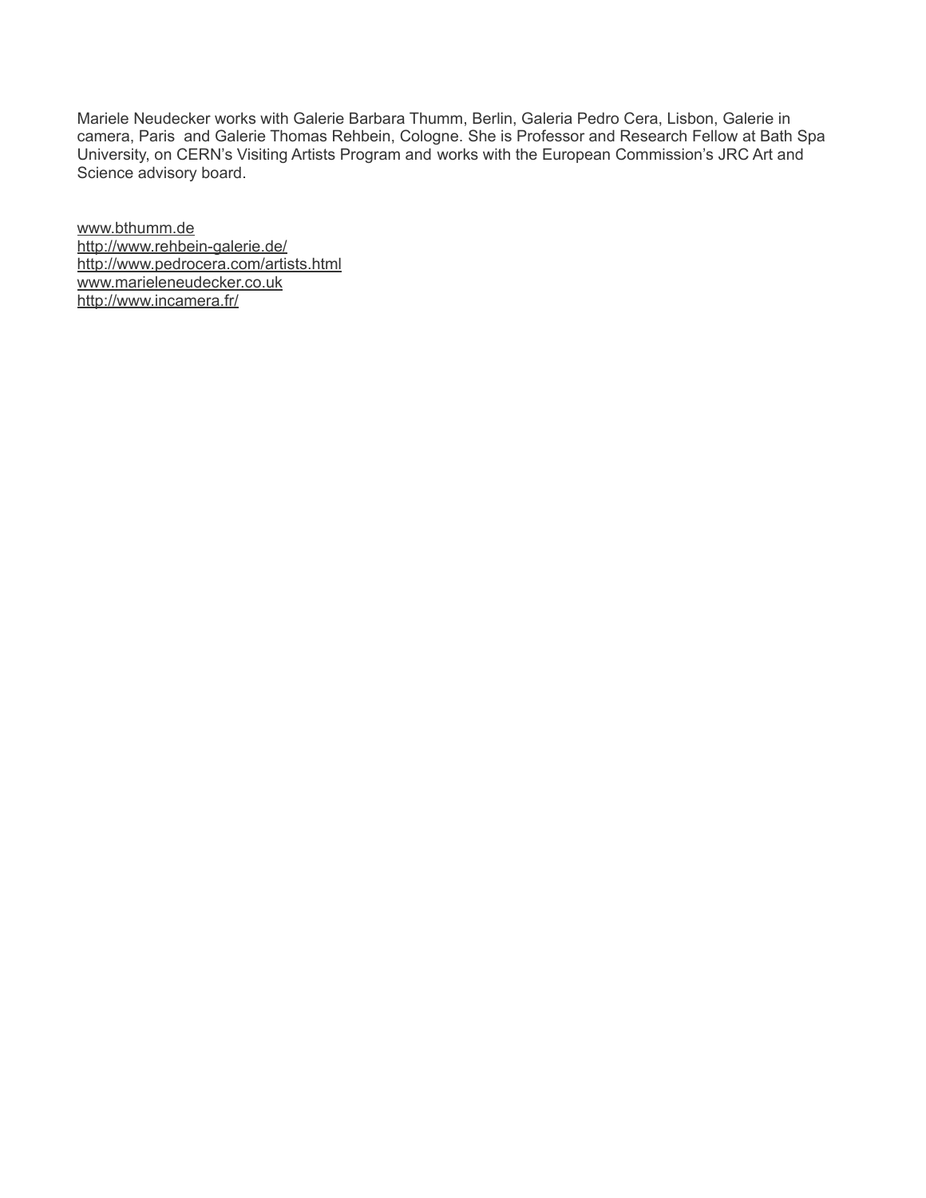Mariele Neudecker works with Galerie Barbara Thumm, Berlin, Galeria Pedro Cera, Lisbon, Galerie in camera, Paris and Galerie Thomas Rehbein, Cologne. She is Professor and Research Fellow at Bath Spa University, on CERN's Visiting Artists Program and works with the European Commission's JRC Art and Science advisory board.

www.bthumm.de
http://www.rehbein-galerie.de/
http://www.pedrocera.com/artists.html
www.marieleneudecker.co.uk
http://www.incamera.fr/